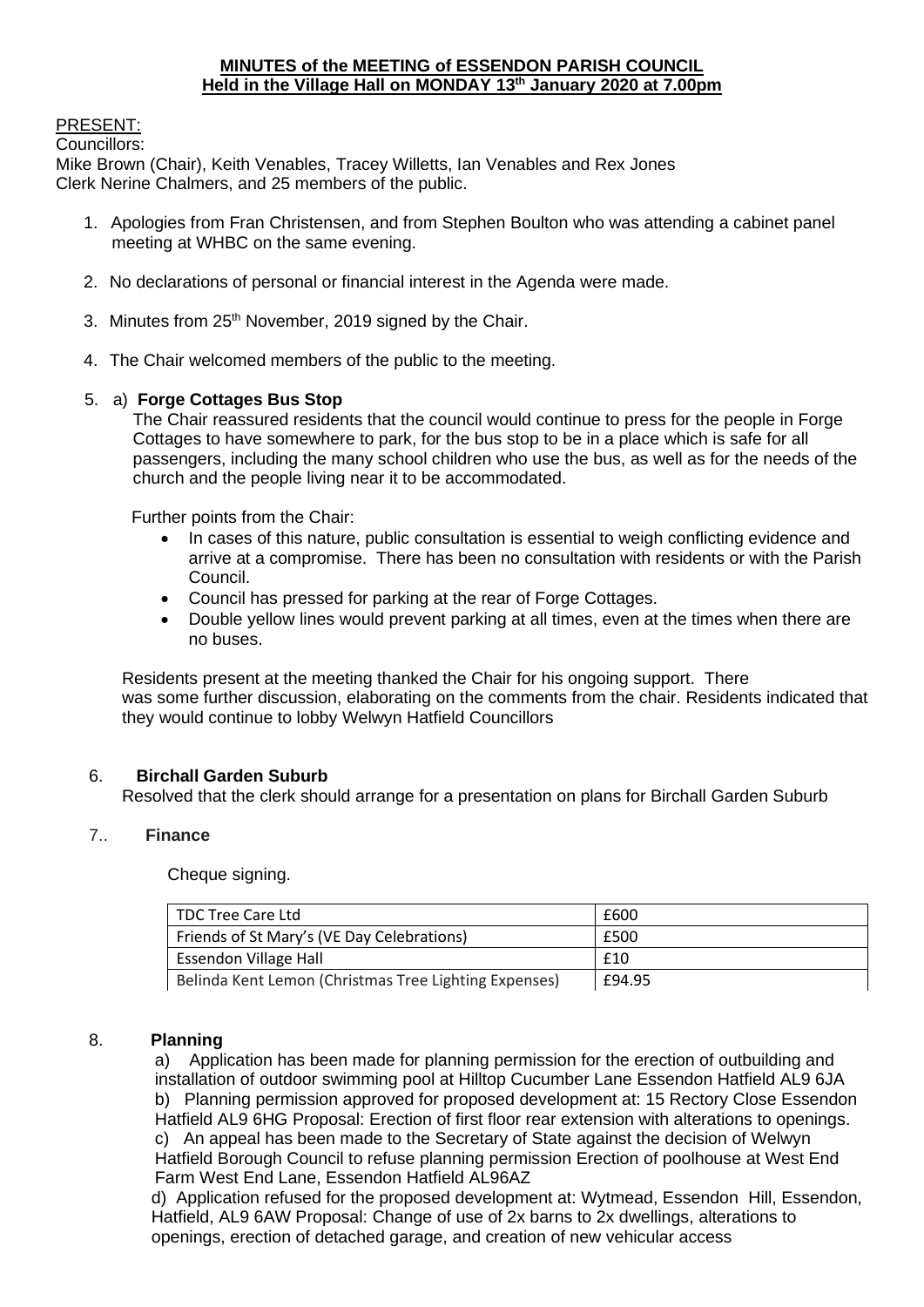**MINUTES of the MEETING of ESSENDON PARISH COUNCIL**
**Held in the Village Hall on MONDAY 13th January 2020 at 7.00pm**

PRESENT:
Councillors:
Mike Brown (Chair), Keith Venables, Tracey Willetts, Ian Venables and Rex Jones
Clerk Nerine Chalmers, and 25 members of the public.

1. Apologies from Fran Christensen, and from Stephen Boulton who was attending a cabinet panel meeting at WHBC on the same evening.

2. No declarations of personal or financial interest in the Agenda were made.

3. Minutes from 25th November, 2019 signed by the Chair.

4. The Chair welcomed members of the public to the meeting.

5. a) **Forge Cottages Bus Stop**
   The Chair reassured residents that the council would continue to press for the people in Forge Cottages to have somewhere to park, for the bus stop to be in a place which is safe for all passengers, including the many school children who use the bus, as well as for the needs of the church and the people living near it to be accommodated.

   Further points from the Chair:
   - In cases of this nature, public consultation is essential to weigh conflicting evidence and arrive at a compromise. There has been no consultation with residents or with the Parish Council.
   - Council has pressed for parking at the rear of Forge Cottages.
   - Double yellow lines would prevent parking at all times, even at the times when there are no buses.

   Residents present at the meeting thanked the Chair for his ongoing support. There was some further discussion, elaborating on the comments from the chair. Residents indicated that they would continue to lobby Welwyn Hatfield Councillors

6. **Birchall Garden Suburb**
   Resolved that the clerk should arrange for a presentation on plans for Birchall Garden Suburb

7.. **Finance**

   Cheque signing.

| TDC Tree Care Ltd | £600 |
|---|---|
| Friends of St Mary's (VE Day Celebrations) | £500 |
| Essendon Village Hall | £10 |
| Belinda Kent Lemon (Christmas Tree Lighting Expenses) | £94.95 |

8. **Planning**
   a) Application has been made for planning permission for the erection of outbuilding and installation of outdoor swimming pool at Hilltop Cucumber Lane Essendon Hatfield AL9 6JA
   b) Planning permission approved for proposed development at: 15 Rectory Close Essendon Hatfield AL9 6HG Proposal: Erection of first floor rear extension with alterations to openings.
   c) An appeal has been made to the Secretary of State against the decision of Welwyn Hatfield Borough Council to refuse planning permission Erection of poolhouse at West End Farm West End Lane, Essendon Hatfield AL96AZ
   d) Application refused for the proposed development at: Wytmead, Essendon Hill, Essendon, Hatfield, AL9 6AW Proposal: Change of use of 2x barns to 2x dwellings, alterations to openings, erection of detached garage, and creation of new vehicular access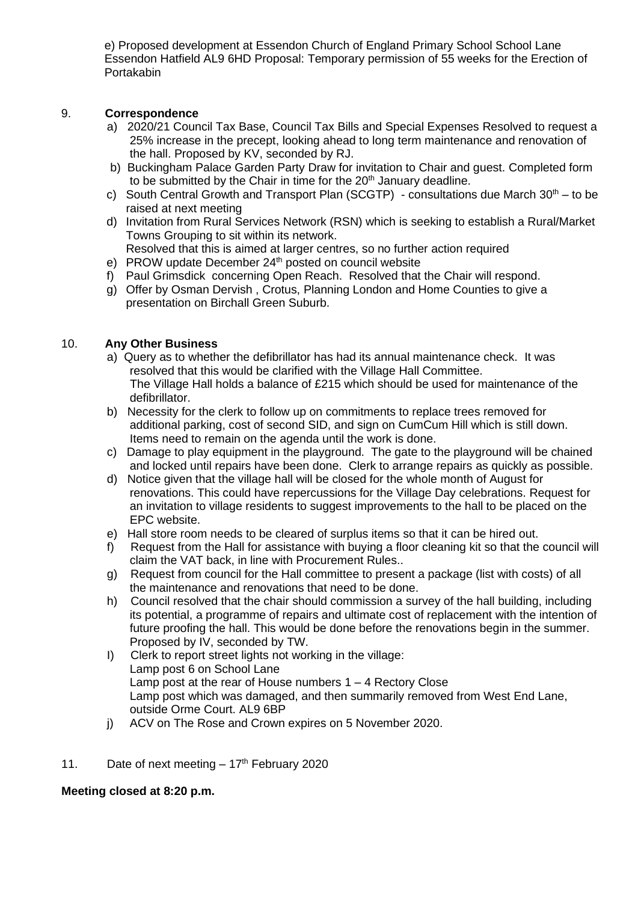e) Proposed development at Essendon Church of England Primary School School Lane Essendon Hatfield AL9 6HD Proposal: Temporary permission of 55 weeks for the Erection of Portakabin

9. **Correspondence**

a) 2020/21 Council Tax Base, Council Tax Bills and Special Expenses Resolved to request a 25% increase in the precept, looking ahead to long term maintenance and renovation of the hall. Proposed by KV, seconded by RJ.

b) Buckingham Palace Garden Party Draw for invitation to Chair and guest. Completed form to be submitted by the Chair in time for the 20th January deadline.

c) South Central Growth and Transport Plan (SCGTP) - consultations due March 30th – to be raised at next meeting

d) Invitation from Rural Services Network (RSN) which is seeking to establish a Rural/Market Towns Grouping to sit within its network.
Resolved that this is aimed at larger centres, so no further action required

e) PROW update December 24th posted on council website

f) Paul Grimsdick concerning Open Reach. Resolved that the Chair will respond.

g) Offer by Osman Dervish , Crotus, Planning London and Home Counties to give a presentation on Birchall Green Suburb.

10. **Any Other Business**

a) Query as to whether the defibrillator has had its annual maintenance check. It was resolved that this would be clarified with the Village Hall Committee.
The Village Hall holds a balance of £215 which should be used for maintenance of the defibrillator.

b) Necessity for the clerk to follow up on commitments to replace trees removed for additional parking, cost of second SID, and sign on CumCum Hill which is still down. Items need to remain on the agenda until the work is done.

c) Damage to play equipment in the playground. The gate to the playground will be chained and locked until repairs have been done. Clerk to arrange repairs as quickly as possible.

d) Notice given that the village hall will be closed for the whole month of August for renovations. This could have repercussions for the Village Day celebrations. Request for an invitation to village residents to suggest improvements to the hall to be placed on the EPC website.

e) Hall store room needs to be cleared of surplus items so that it can be hired out.

f) Request from the Hall for assistance with buying a floor cleaning kit so that the council will claim the VAT back, in line with Procurement Rules..

g) Request from council for the Hall committee to present a package (list with costs) of all the maintenance and renovations that need to be done.

h) Council resolved that the chair should commission a survey of the hall building, including its potential, a programme of repairs and ultimate cost of replacement with the intention of future proofing the hall. This would be done before the renovations begin in the summer. Proposed by IV, seconded by TW.

I) Clerk to report street lights not working in the village:
Lamp post 6 on School Lane
Lamp post at the rear of House numbers 1 – 4 Rectory Close
Lamp post which was damaged, and then summarily removed from West End Lane, outside Orme Court. AL9 6BP

j) ACV on The Rose and Crown expires on 5 November 2020.

11. Date of next meeting – 17th February 2020

**Meeting closed at 8:20 p.m.**